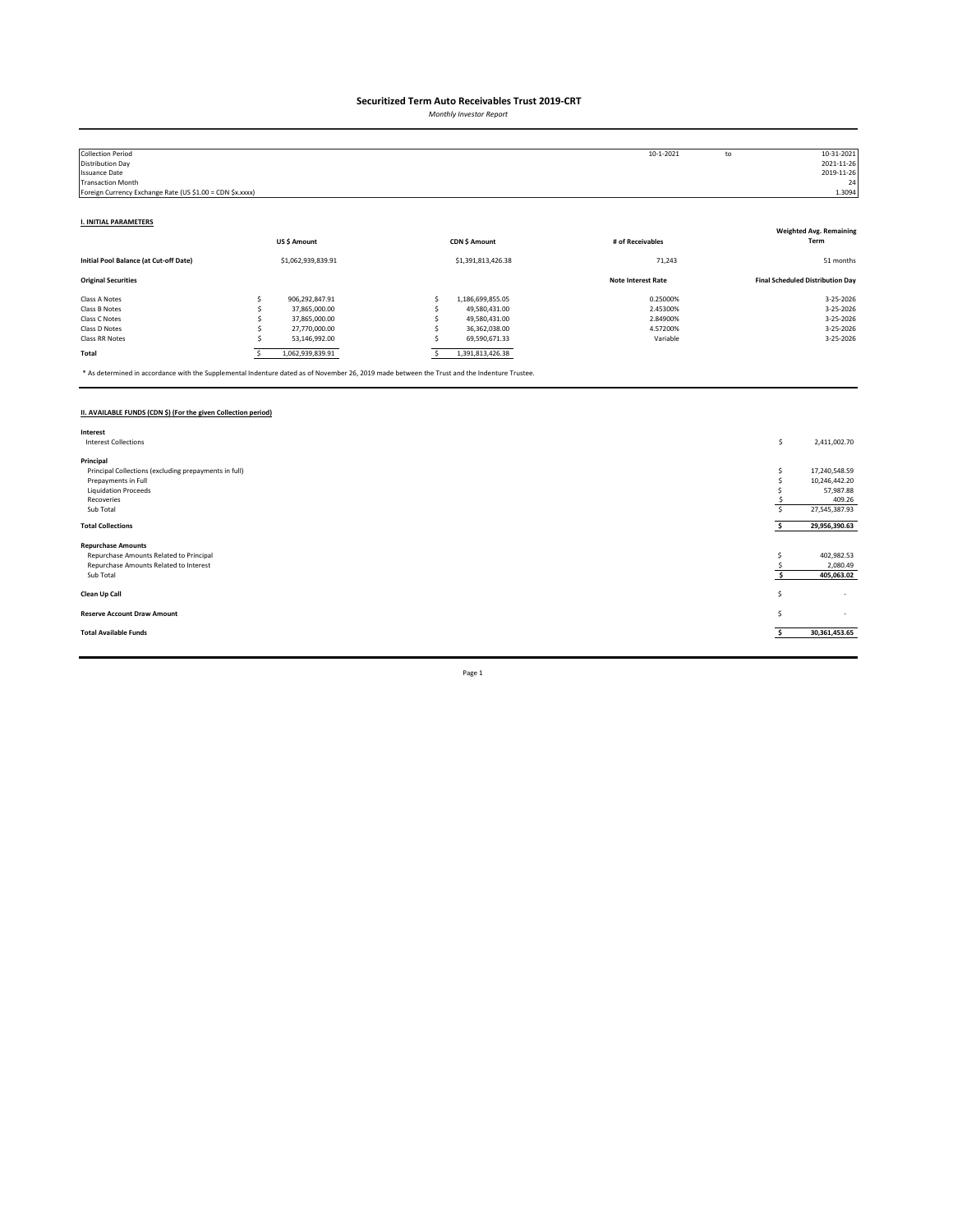# Securitized Term Auto Receivables Trust 2019-CRT

*Monthly Investor Report*

| | | | |
|---|---|---|---|
| Collection Period | 10-1-2021 | to | 10-31-2021 |
| Distribution Day | | | 2021-11-26 |
| Issuance Date | | | 2019-11-26 |
| Transaction Month | | | 24 |
| Foreign Currency Exchange Rate (US $1.00 = CDN $x.xxxx) | | | 1.3094 |

## I. INITIAL PARAMETERS

| | US $ Amount | CDN $ Amount | # of Receivables | Weighted Avg. Remaining Term |
|---|---|---|---|---|
| **Initial Pool Balance (at Cut-off Date)** | $1,062,939,839.91 | $1,391,813,426.38 | 71,243 | 51 months |

| **Original Securities** | | | **Note Interest Rate** | **Final Scheduled Distribution Day** |
|---|---|---|---|---|
| Class A Notes | $ 906,292,847.91 | $ 1,186,699,855.05 | 0.25000% | 3-25-2026 |
| Class B Notes | $ 37,865,000.00 | $ 49,580,431.00 | 2.45300% | 3-25-2026 |
| Class C Notes | $ 37,865,000.00 | $ 49,580,431.00 | 2.84900% | 3-25-2026 |
| Class D Notes | $ 27,770,000.00 | $ 36,362,038.00 | 4.57200% | 3-25-2026 |
| Class RR Notes | $ 53,146,992.00 | $ 69,590,671.33 | Variable | 3-25-2026 |
| **Total** | $ 1,062,939,839.91 | $ 1,391,813,426.38 | | |

\* As determined in accordance with the Supplemental Indenture dated as of November 26, 2019 made between the Trust and the Indenture Trustee.

## II. AVAILABLE FUNDS (CDN $) (For the given Collection period)

| | |
|---|---|
| **Interest** | |
| Interest Collections | $ 2,411,002.70 |
| **Principal** | |
| Principal Collections (excluding prepayments in full) | $ 17,240,548.59 |
| Prepayments in Full | $ 10,246,442.20 |
| Liquidation Proceeds | $ 57,987.88 |
| Recoveries | $ 409.26 |
| Sub Total | $ 27,545,387.93 |
| **Total Collections** | **$ 29,956,390.63** |
| **Repurchase Amounts** | |
| Repurchase Amounts Related to Principal | $ 402,982.53 |
| Repurchase Amounts Related to Interest | $ 2,080.49 |
| Sub Total | **$ 405,063.02** |
| **Clean Up Call** | $ - |
| **Reserve Account Draw Amount** | $ - |
| **Total Available Funds** | **$ 30,361,453.65** |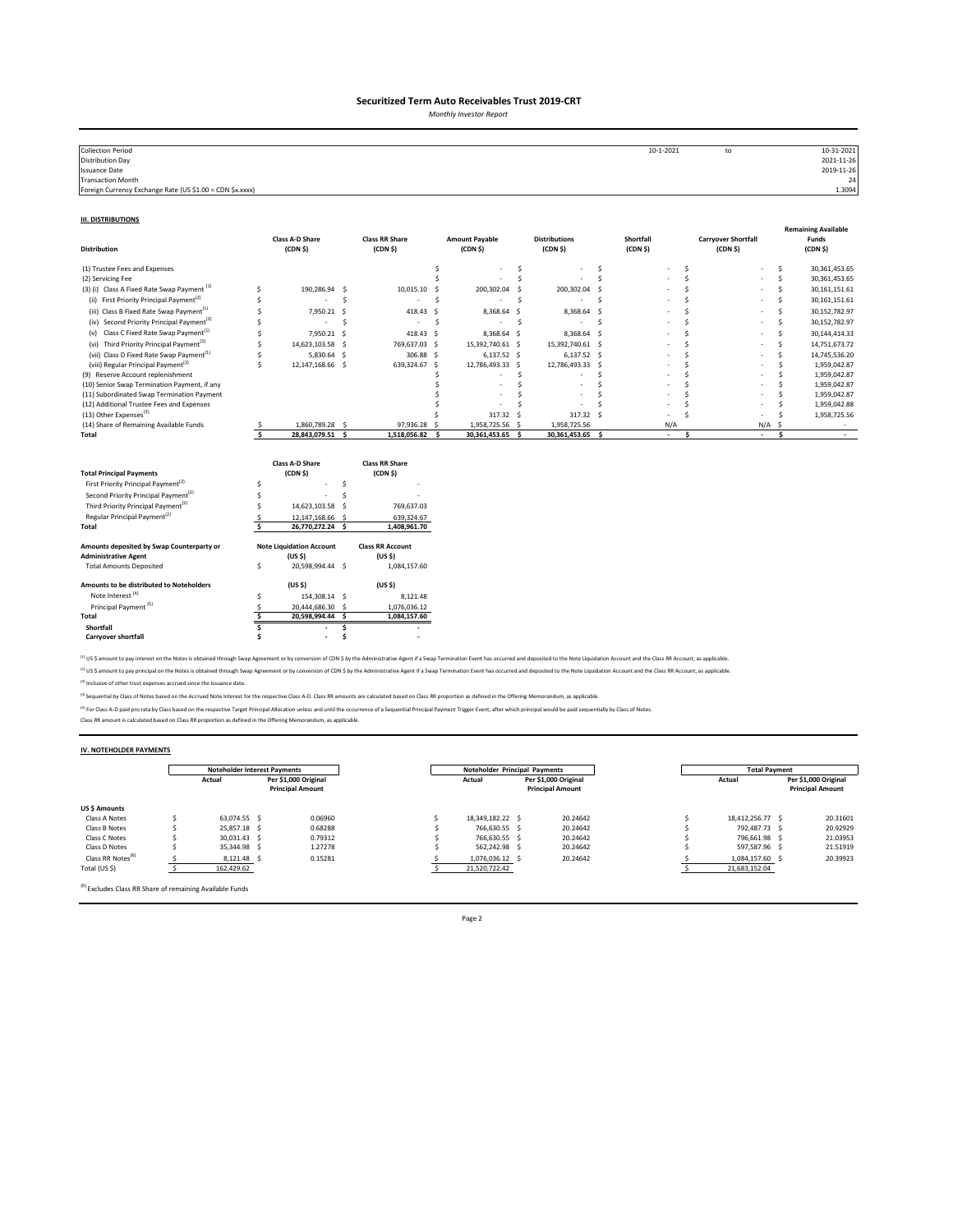# Securitized Term Auto Receivables Trust 2019-CRT

*Monthly Investor Report*

| | | | |
|---|---|---|---|
| Collection Period | 10-1-2021 | to | 10-31-2021 |
| Distribution Day | | | 2021-11-26 |
| Issuance Date | | | 2019-11-26 |
| Transaction Month | | | 24 |
| Foreign Currency Exchange Rate (US $1.00 = CDN $x.xxxx) | | | 1.3094 |

## III. DISTRIBUTIONS

| Distribution | Class A-D Share (CDN $) | Class RR Share (CDN $) | Amount Payable (CDN $) | Distributions (CDN $) | Shortfall (CDN $) | Carryover Shortfall (CDN $) | Remaining Available Funds (CDN $) |
|---|---|---|---|---|---|---|---|
| (1) Trustee Fees and Expenses | | | $ - | $ - | $ - | $ - | $ 30,361,453.65 |
| (2) Servicing Fee | | | $ - | $ - | $ - | $ - | $ 30,361,453.65 |
| (3) (i) Class A Fixed Rate Swap Payment [1] | $ 190,286.94 | $ 10,015.10 | $ 200,302.04 | $ 200,302.04 | $ - | $ - | $ 30,161,151.61 |
| (ii) First Priority Principal Payment[2] | $ - | $ - | $ - | $ - | $ - | $ - | $ 30,161,151.61 |
| (iii) Class B Fixed Rate Swap Payment[1] | $ 7,950.21 | $ 418.43 | $ 8,368.64 | $ 8,368.64 | $ - | $ - | $ 30,152,782.97 |
| (iv) Second Priority Principal Payment[2] | $ - | $ - | $ - | $ - | $ - | $ - | $ 30,152,782.97 |
| (v) Class C Fixed Rate Swap Payment[1] | $ 7,950.21 | $ 418.43 | $ 8,368.64 | $ 8,368.64 | $ - | $ - | $ 30,144,414.33 |
| (vi) Third Priority Principal Payment[2] | $ 14,623,103.58 | $ 769,637.03 | $ 15,392,740.61 | $ 15,392,740.61 | $ - | $ - | $ 14,751,673.72 |
| (vii) Class D Fixed Rate Swap Payment[1] | $ 5,830.64 | $ 306.88 | $ 6,137.52 | $ 6,137.52 | $ - | $ - | $ 14,745,536.20 |
| (viii) Regular Principal Payment[2] | $ 12,147,168.66 | $ 639,324.67 | $ 12,786,493.33 | $ 12,786,493.33 | $ - | $ - | $ 1,959,042.87 |
| (9) Reserve Account replenishment | | | $ - | $ - | $ - | $ - | $ 1,959,042.87 |
| (10) Senior Swap Termination Payment, if any | | | $ - | $ - | $ - | $ - | $ 1,959,042.87 |
| (11) Subordinated Swap Termination Payment | | | $ - | $ - | $ - | $ - | $ 1,959,042.87 |
| (12) Additional Trustee Fees and Expenses | | | $ - | $ - | $ - | $ - | $ 1,959,042.88 |
| (13) Other Expenses[3] | | | $ 317.32 | $ 317.32 | $ - | $ - | $ 1,958,725.56 |
| (14) Share of Remaining Available Funds | $ 1,860,789.28 | $ 97,936.28 | $ 1,958,725.56 | $ 1,958,725.56 | N/A | N/A | $ - |
| **Total** | **$ 28,843,079.51** | **$ 1,518,056.82** | **$ 30,361,453.65** | **$ 30,361,453.65** | **$ -** | **$ -** | **$ -** |

| Total Principal Payments | Class A-D Share (CDN $) | Class RR Share (CDN $) |
|---|---|---|
| First Priority Principal Payment[2] | $ - | $ - |
| Second Priority Principal Payment[2] | $ - | $ - |
| Third Priority Principal Payment[2] | $ 14,623,103.58 | $ 769,637.03 |
| Regular Principal Payment[2] | $ 12,147,168.66 | $ 639,324.67 |
| **Total** | **$ 26,770,272.24** | **$ 1,408,961.70** |

| Amounts deposited by Swap Counterparty or Administrative Agent | Note Liquidation Account (US $) | Class RR Account (US $) |
|---|---|---|
| Total Amounts Deposited | $ 20,598,994.44 | $ 1,084,157.60 |

| Amounts to be distributed to Noteholders | (US $) | (US $) |
|---|---|---|
| Note Interest [4] | $ 154,308.14 | $ 8,121.48 |
| Principal Payment [5] | $ 20,444,686.30 | $ 1,076,036.12 |
| **Total** | **$ 20,598,994.44** | **$ 1,084,157.60** |
| **Shortfall** | **$ -** | **$ -** |
| **Carryover shortfall** | **$ -** | **$ -** |

[1] US $ amount to pay interest on the Notes is obtained through Swap Agreement or by conversion of CDN $ by the Administrative Agent if a Swap Termination Event has occurred and deposited to the Note Liquidation Account and the Class RR Account, as applicable.

[2] US $ amount to pay principal on the Notes is obtained through Swap Agreement or by conversion of CDN $ by the Administrative Agent if a Swap Termination Event has occurred and deposited to the Note Liquidation Account and the Class RR Account, as applicable.

[3] Inclusive of other trust expenses accrued since the Issuance date.

[4] Sequential by Class of Notes based on the Accrued Note Interest for the respective Class A-D. Class RR amounts are calculated based on Class RR proportion as defined in the Offering Memorandum, as applicable.

[5] For Class A-D paid pro rata by Class based on the respective Target Principal Allocation unless and until the occurrence of a Sequential Principal Payment Trigger Event, after which principal would be paid sequentially by Class of Notes.
Class RR amount is calculated based on Class RR proportion as defined in the Offering Memorandum, as applicable.

## IV. NOTEHOLDER PAYMENTS

| | Noteholder Interest Payments | | Noteholder Principal Payments | | Total Payment | |
|---|---|---|---|---|---|---|
| | Actual | Per $1,000 Original Principal Amount | Actual | Per $1,000 Original Principal Amount | Actual | Per $1,000 Original Principal Amount |
| **US $ Amounts** | | | | | | |
| Class A Notes | $ 63,074.55 | $ 0.06960 | $ 18,349,182.22 | $ 20.24642 | $ 18,412,256.77 | $ 20.31601 |
| Class B Notes | $ 25,857.18 | $ 0.68288 | $ 766,630.55 | $ 20.24642 | $ 792,487.73 | $ 20.92929 |
| Class C Notes | $ 30,031.43 | $ 0.79312 | $ 766,630.55 | $ 20.24642 | $ 796,661.98 | $ 21.03953 |
| Class D Notes | $ 35,344.98 | $ 1.27278 | $ 562,242.98 | $ 20.24642 | $ 597,587.96 | $ 21.51919 |
| Class RR Notes[6] | $ 8,121.48 | $ 0.15281 | $ 1,076,036.12 | $ 20.24642 | $ 1,084,157.60 | $ 20.39923 |
| Total (US $) | $ 162,429.62 | | $ 21,520,722.42 | | $ 21,683,152.04 | |

[6] Excludes Class RR Share of remaining Available Funds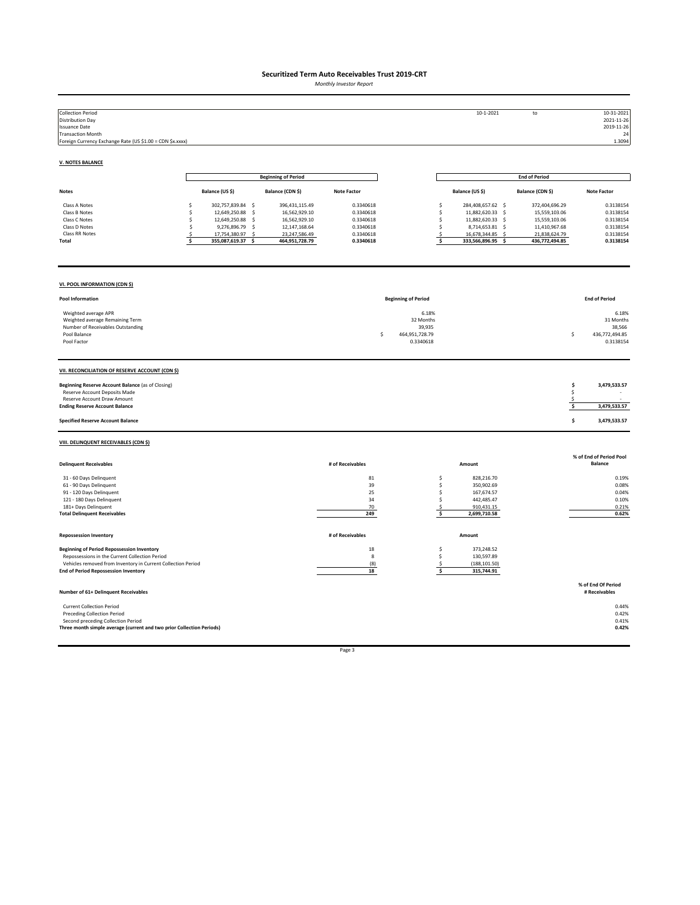# Securitized Term Auto Receivables Trust 2019-CRT

*Monthly Investor Report*

| | | | |
|---|---|---|---|
| Collection Period | 10-1-2021 | to | 10-31-2021 |
| Distribution Day | | | 2021-11-26 |
| Issuance Date | | | 2019-11-26 |
| Transaction Month | | | 24 |
| Foreign Currency Exchange Rate (US $1.00 = CDN $x.xxxx) | | | 1.3094 |

## V. NOTES BALANCE

| | Beginning of Period | | | End of Period | | |
|---|---|---|---|---|---|---|
| **Notes** | **Balance (US $)** | **Balance (CDN $)** | **Note Factor** | **Balance (US $)** | **Balance (CDN $)** | **Note Factor** |
| Class A Notes | $ 302,757,839.84 | $ 396,431,115.49 | 0.3340618 | $ 284,408,657.62 | $ 372,404,696.29 | 0.3138154 |
| Class B Notes | $ 12,649,250.88 | $ 16,562,929.10 | 0.3340618 | $ 11,882,620.33 | $ 15,559,103.06 | 0.3138154 |
| Class C Notes | $ 12,649,250.88 | $ 16,562,929.10 | 0.3340618 | $ 11,882,620.33 | $ 15,559,103.06 | 0.3138154 |
| Class D Notes | $ 9,276,896.79 | $ 12,147,168.64 | 0.3340618 | $ 8,714,653.81 | $ 11,410,967.68 | 0.3138154 |
| Class RR Notes | $ 17,754,380.97 | $ 23,247,586.49 | 0.3340618 | $ 16,678,344.85 | $ 21,838,624.79 | 0.3138154 |
| **Total** | **$ 355,087,619.37** | **$ 464,951,728.79** | **0.3340618** | **$ 333,566,896.95** | **$ 436,772,494.85** | **0.3138154** |

## VI. POOL INFORMATION (CDN $)

| Pool Information | Beginning of Period | End of Period |
|---|---|---|
| Weighted average APR | 6.18% | 6.18% |
| Weighted average Remaining Term | 32 Months | 31 Months |
| Number of Receivables Outstanding | 39,935 | 38,566 |
| Pool Balance | $ 464,951,728.79 | $ 436,772,494.85 |
| Pool Factor | 0.3340618 | 0.3138154 |

## VII. RECONCILIATION OF RESERVE ACCOUNT (CDN $)

| | |
|---|---|
| **Beginning Reserve Account Balance** (as of Closing) | **$ 3,479,533.57** |
| Reserve Account Deposits Made | $ - |
| Reserve Account Draw Amount | $ - |
| **Ending Reserve Account Balance** | **$ 3,479,533.57** |
| **Specified Reserve Account Balance** | **$ 3,479,533.57** |

## VIII. DELINQUENT RECEIVABLES (CDN $)

| Delinquent Receivables | # of Receivables | Amount | % of End of Period Pool Balance |
|---|---|---|---|
| 31 - 60 Days Delinquent | 81 | $ 828,216.70 | 0.19% |
| 61 - 90 Days Delinquent | 39 | $ 350,902.69 | 0.08% |
| 91 - 120 Days Delinquent | 25 | $ 167,674.57 | 0.04% |
| 121 - 180 Days Delinquent | 34 | $ 442,485.47 | 0.10% |
| 181+ Days Delinquent | 70 | $ 910,431.15 | 0.21% |
| **Total Delinquent Receivables** | **249** | **$ 2,699,710.58** | **0.62%** |

| Repossession Inventory | # of Receivables | Amount |
|---|---|---|
| **Beginning of Period Repossession Inventory** | 18 | $ 373,248.52 |
| Repossessions in the Current Collection Period | 8 | $ 130,597.89 |
| Vehicles removed from Inventory in Current Collection Period | (8) | $ (188,101.50) |
| **End of Period Repossession Inventory** | **18** | **$ 315,744.91** |

| Number of 61+ Delinquent Receivables | % of End Of Period # Receivables |
|---|---|
| Current Collection Period | 0.44% |
| Preceding Collection Period | 0.42% |
| Second preceding Collection Period | 0.41% |
| **Three month simple average (current and two prior Collection Periods)** | **0.42%** |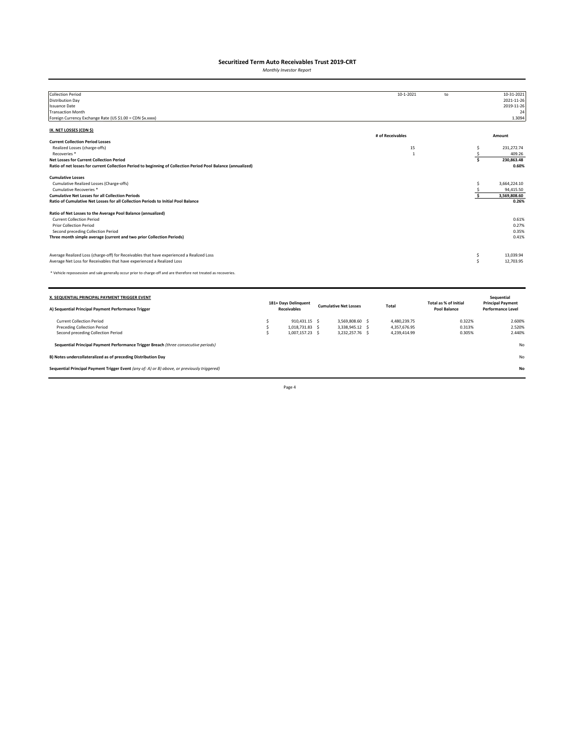# Securitized Term Auto Receivables Trust 2019-CRT

*Monthly Investor Report*

| | | | |
|---|---|---|---|
| Collection Period | 10-1-2021 | to | 10-31-2021 |
| Distribution Day | | | 2021-11-26 |
| Issuance Date | | | 2019-11-26 |
| Transaction Month | | | 24 |
| Foreign Currency Exchange Rate (US $1.00 = CDN $x.xxxx) | | | 1.3094 |

## IX. NET LOSSES (CDN $)

| | # of Receivables | Amount |
|---|---|---|
| **Current Collection Period Losses** | | |
| Realized Losses (charge-offs) | 15 | $ 231,272.74 |
| Recoveries * | 1 | $ 409.26 |
| **Net Losses for Current Collection Period** | | **$ 230,863.48** |
| **Ratio of net losses for current Collection Period to beginning of Collection Period Pool Balance (annualized)** | | **0.60%** |
| **Cumulative Losses** | | |
| Cumulative Realized Losses (Charge-offs) | | $ 3,664,224.10 |
| Cumulative Recoveries * | | $ 94,415.50 |
| **Cumulative Net Losses for all Collection Periods** | | **$ 3,569,808.60** |
| **Ratio of Cumulative Net Losses for all Collection Periods to Initial Pool Balance** | | **0.26%** |
| **Ratio of Net Losses to the Average Pool Balance (annualized)** | | |
| Current Collection Period | | 0.61% |
| Prior Collection Period | | 0.27% |
| Second preceding Collection Period | | 0.35% |
| **Three month simple average (current and two prior Collection Periods)** | | 0.41% |
| Average Realized Loss (charge-off) for Receivables that have experienced a Realized Loss | | $ 13,039.94 |
| Average Net Loss for Receivables that have experienced a Realized Loss | | $ 12,703.95 |

* Vehicle repossession and sale generally occur prior to charge-off and are therefore not treated as recoveries.

## X. SEQUENTIAL PRINCIPAL PAYMENT TRIGGER EVENT

| A) Sequential Principal Payment Performance Trigger | 181+ Days Delinquent Receivables | Cumulative Net Losses | Total | Total as % of Initial Pool Balance | Sequential Principal Payment Performance Level |
|---|---|---|---|---|---|
| Current Collection Period | $ 910,431.15 | $ 3,569,808.60 | $ 4,480,239.75 | 0.322% | 2.600% |
| Preceding Collection Period | $ 1,018,731.83 | $ 3,338,945.12 | $ 4,357,676.95 | 0.313% | 2.520% |
| Second preceding Collection Period | $ 1,007,157.23 | $ 3,232,257.76 | $ 4,239,414.99 | 0.305% | 2.440% |
| **Sequential Principal Payment Performance Trigger Breach** *(three consecutive periods)* | | | | | No |
| **B) Notes undercollateralized as of preceding Distribution Day** | | | | | No |
| **Sequential Principal Payment Trigger Event** *(any of: A) or B) above, or previously triggered)* | | | | | **No** |